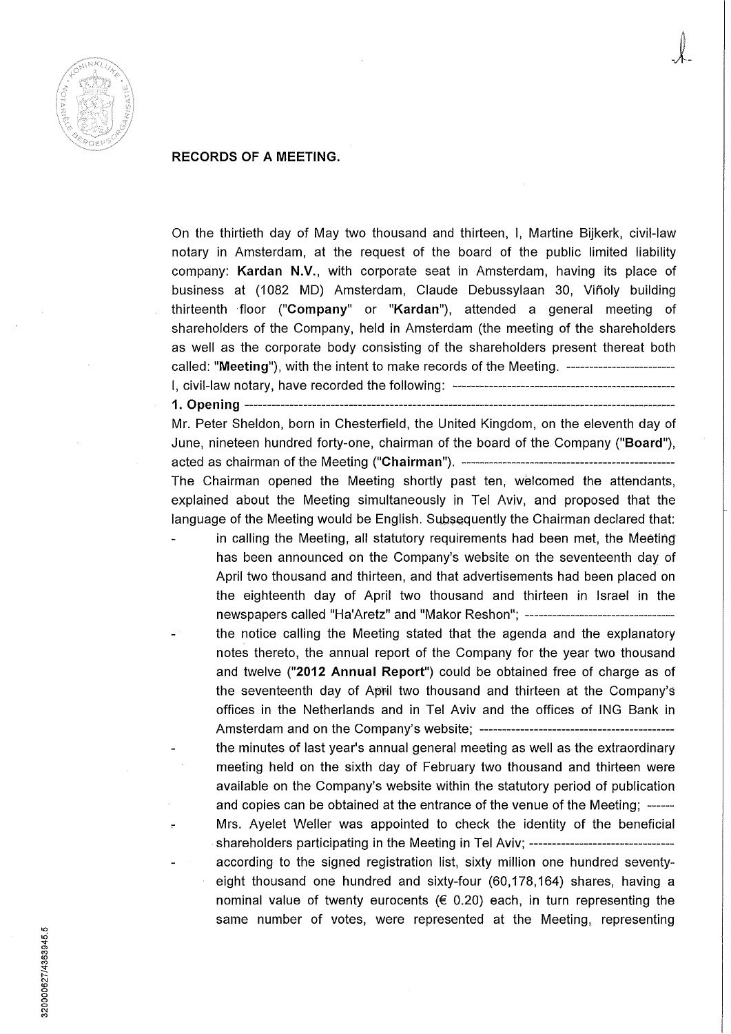**RECORDS OF A MEETING.**

On the thirtieth day of May two thousand and thirteen, I, Martine Bijkerk, civil-law notary in Amsterdam, at the request of the board of the public limited liability company: **Kardan N.V.**, with corporate seat in Amsterdam, having its place of business at (1082 MD) Amsterdam, Claude Debussylaan 30, Viñoly building thirteenth floor ("**Company**" or "**Kardan**"), attended a general meeting of shareholders of the Company, held in Amsterdam (the meeting of the shareholders as well as the corporate body consisting of the shareholders present thereat both called: "**Meeting**"), with the intent to make records of the Meeting. ------------------------

I, civil-law notary, have recorded the following: ------------------------------------------------

**1. Opening** -----------------------------------------------------------------------------------------------

Mr. Peter Sheldon, born in Chesterfield, the United Kingdom, on the eleventh day of June, nineteen hundred forty-one, chairman of the board of the Company ("**Board**"), acted as chairman of the Meeting ("**Chairman**"). -----------------------------------------------

The Chairman opened the Meeting shortly past ten, welcomed the attendants, explained about the Meeting simultaneously in Tel Aviv, and proposed that the language of the Meeting would be English. Subsequently the Chairman declared that:

- in calling the Meeting, all statutory requirements had been met, the Meeting has been announced on the Company's website on the seventeenth day of April two thousand and thirteen, and that advertisements had been placed on the eighteenth day of April two thousand and thirteen in Israel in the newspapers called "Ha'Aretz" and "Makor Reshon"; ----------------------------------
- the notice calling the Meeting stated that the agenda and the explanatory notes thereto, the annual report of the Company for the year two thousand and twelve ("**2012 Annual Report**") could be obtained free of charge as of the seventeenth day of April two thousand and thirteen at the Company's offices in the Netherlands and in Tel Aviv and the offices of ING Bank in Amsterdam and on the Company's website; ------------------------------------------
- the minutes of last year's annual general meeting as well as the extraordinary meeting held on the sixth day of February two thousand and thirteen were available on the Company's website within the statutory period of publication and copies can be obtained at the entrance of the venue of the Meeting; ------
- Mrs. Ayelet Weller was appointed to check the identity of the beneficial shareholders participating in the Meeting in Tel Aviv; --------------------------------
- according to the signed registration list, sixty million one hundred seventy-eight thousand one hundred and sixty-four (60,178,164) shares, having a nominal value of twenty eurocents (€ 0.20) each, in turn representing the same number of votes, were represented at the Meeting, representing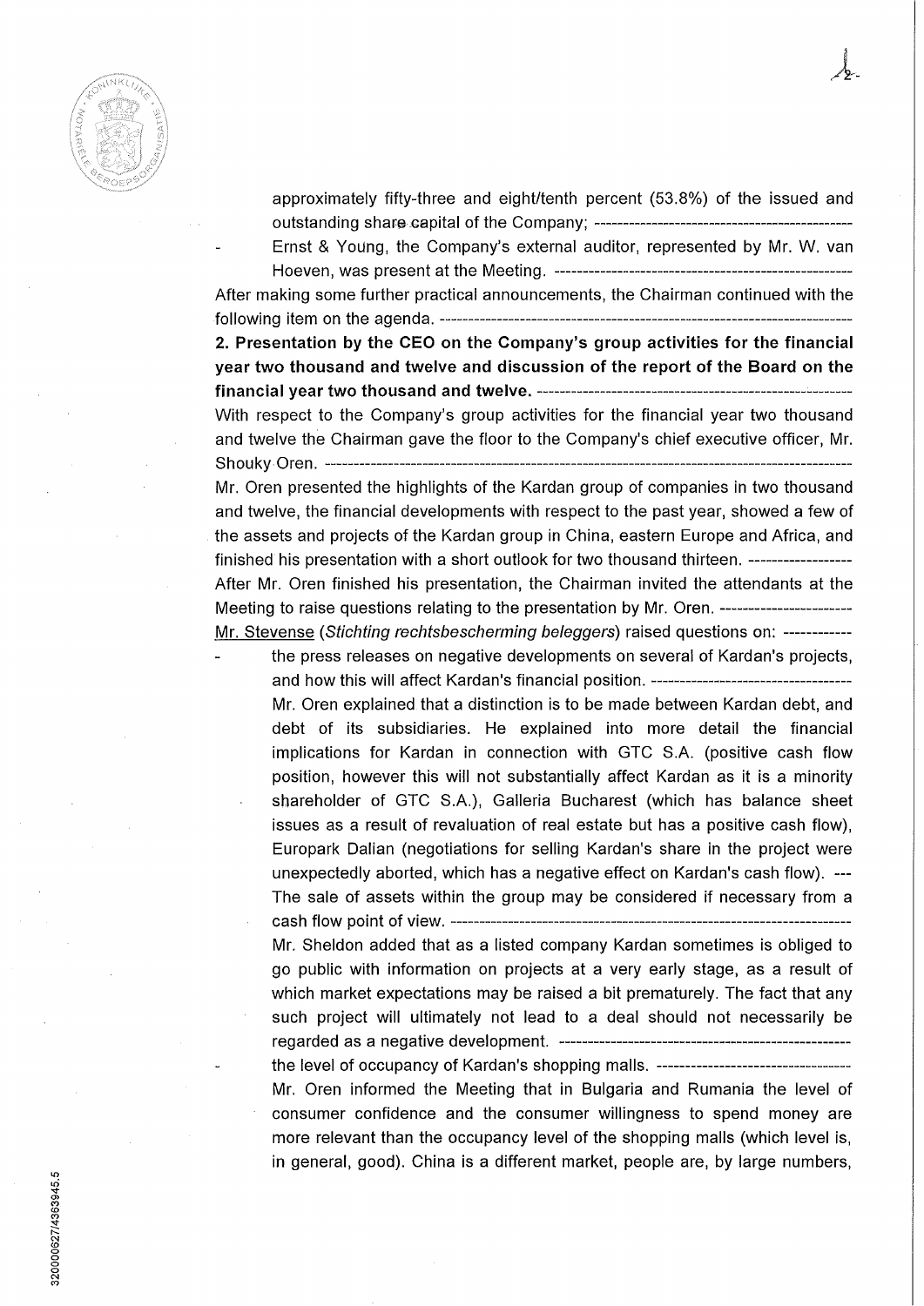approximately fifty-three and eight/tenth percent (53.8%) of the issued and outstanding share capital of the Company; ---------------------------------------------

- Ernst & Young, the Company's external auditor, represented by Mr. W. van Hoeven, was present at the Meeting. ---------------------------------------------------

After making some further practical announcements, the Chairman continued with the following item on the agenda. -------------------------------------------------------------------------

**2. Presentation by the CEO on the Company's group activities for the financial year two thousand and twelve and discussion of the report of the Board on the financial year two thousand and twelve.** ---------------------------------------------------------

With respect to the Company's group activities for the financial year two thousand and twelve the Chairman gave the floor to the Company's chief executive officer, Mr. Shouky Oren. -----------------------------------------------------------------------------------------------

Mr. Oren presented the highlights of the Kardan group of companies in two thousand and twelve, the financial developments with respect to the past year, showed a few of the assets and projects of the Kardan group in China, eastern Europe and Africa, and finished his presentation with a short outlook for two thousand thirteen. ------------------

After Mr. Oren finished his presentation, the Chairman invited the attendants at the Meeting to raise questions relating to the presentation by Mr. Oren. -----------------------

Mr. Stevense (*Stichting rechtsbescherming beleggers*) raised questions on: ------------

- the press releases on negative developments on several of Kardan's projects, and how this will affect Kardan's financial position. ------------------------------------

  Mr. Oren explained that a distinction is to be made between Kardan debt, and debt of its subsidiaries. He explained into more detail the financial implications for Kardan in connection with GTC S.A. (positive cash flow position, however this will not substantially affect Kardan as it is a minority shareholder of GTC S.A.), Galleria Bucharest (which has balance sheet issues as a result of revaluation of real estate but has a positive cash flow), Europark Dalian (negotiations for selling Kardan's share in the project were unexpectedly aborted, which has a negative effect on Kardan's cash flow). ---

  The sale of assets within the group may be considered if necessary from a cash flow point of view. -----------------------------------------------------------------------

  Mr. Sheldon added that as a listed company Kardan sometimes is obliged to go public with information on projects at a very early stage, as a result of which market expectations may be raised a bit prematurely. The fact that any such project will ultimately not lead to a deal should not necessarily be regarded as a negative development. ----------------------------------------------------

- the level of occupancy of Kardan's shopping malls. ----------------------------------

  Mr. Oren informed the Meeting that in Bulgaria and Rumania the level of consumer confidence and the consumer willingness to spend money are more relevant than the occupancy level of the shopping malls (which level is, in general, good). China is a different market, people are, by large numbers,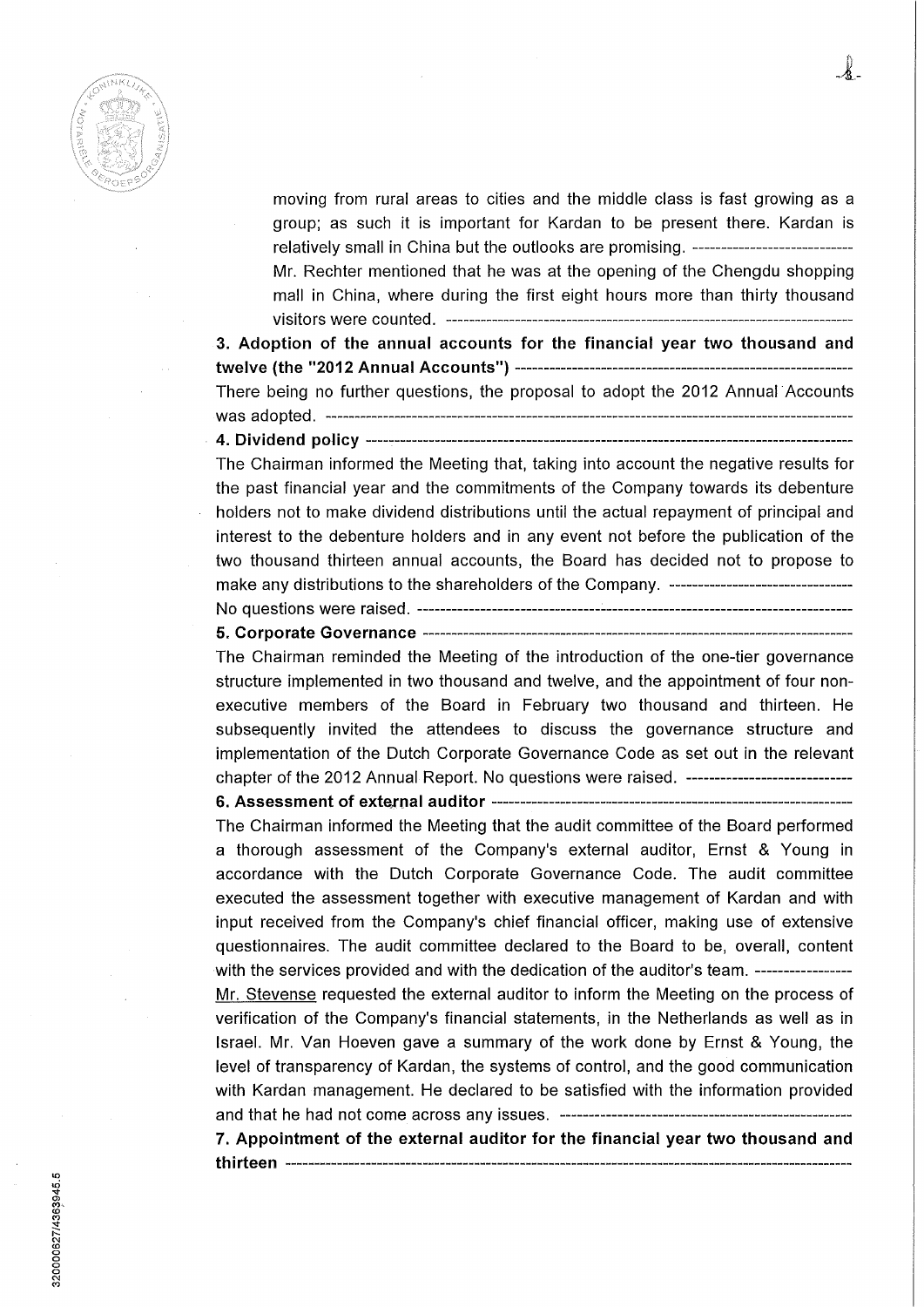moving from rural areas to cities and the middle class is fast growing as a group; as such it is important for Kardan to be present there. Kardan is relatively small in China but the outlooks are promising. ----------------------------

Mr. Rechter mentioned that he was at the opening of the Chengdu shopping mall in China, where during the first eight hours more than thirty thousand visitors were counted. -----------------------------------------------------------------------

**3. Adoption of the annual accounts for the financial year two thousand and twelve (the "2012 Annual Accounts")** -----------------------------------------------------------

There being no further questions, the proposal to adopt the 2012 Annual Accounts was adopted. ----------------------------------------------------------------------------------------

**4. Dividend policy** ----------------------------------------------------------------------------------

The Chairman informed the Meeting that, taking into account the negative results for the past financial year and the commitments of the Company towards its debenture holders not to make dividend distributions until the actual repayment of principal and interest to the debenture holders and in any event not before the publication of the two thousand thirteen annual accounts, the Board has decided not to propose to make any distributions to the shareholders of the Company. --------------------------------

No questions were raised. --------------------------------------------------------------------------

**5. Corporate Governance** -----------------------------------------------------------------------

The Chairman reminded the Meeting of the introduction of the one-tier governance structure implemented in two thousand and twelve, and the appointment of four non-executive members of the Board in February two thousand and thirteen. He subsequently invited the attendees to discuss the governance structure and implementation of the Dutch Corporate Governance Code as set out in the relevant chapter of the 2012 Annual Report. No questions were raised. ----------------------------

**6. Assessment of external auditor** ---------------------------------------------------------------

The Chairman informed the Meeting that the audit committee of the Board performed a thorough assessment of the Company's external auditor, Ernst & Young in accordance with the Dutch Corporate Governance Code. The audit committee executed the assessment together with executive management of Kardan and with input received from the Company's chief financial officer, making use of extensive questionnaires. The audit committee declared to the Board to be, overall, content with the services provided and with the dedication of the auditor's team. -----------------

Mr. Stevense requested the external auditor to inform the Meeting on the process of verification of the Company's financial statements, in the Netherlands as well as in Israel. Mr. Van Hoeven gave a summary of the work done by Ernst & Young, the level of transparency of Kardan, the systems of control, and the good communication with Kardan management. He declared to be satisfied with the information provided and that he had not come across any issues. ----------------------------------------------------

**7. Appointment of the external auditor for the financial year two thousand and thirteen** ------------------------------------------------------------------------------------------------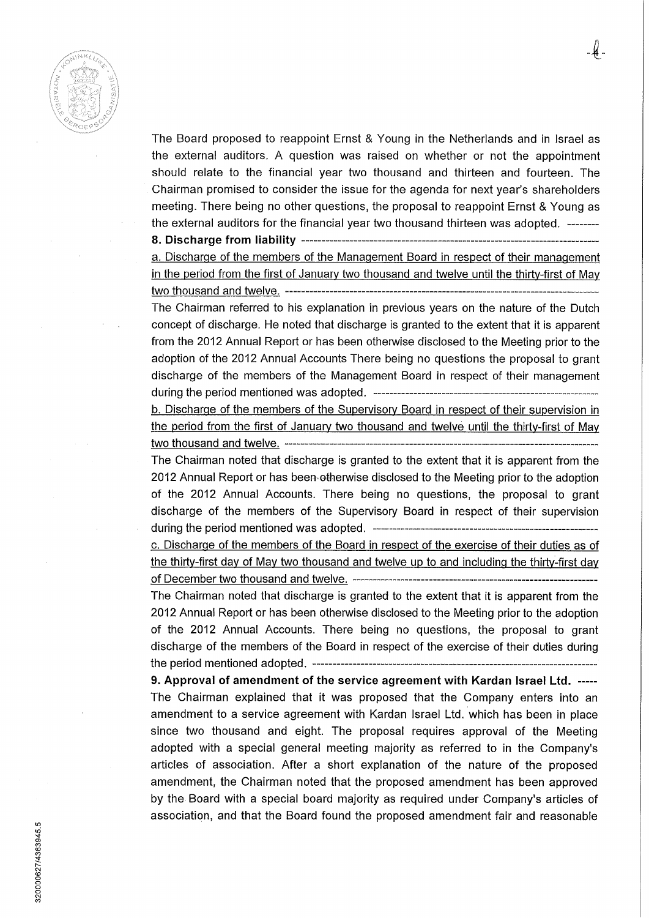The Board proposed to reappoint Ernst & Young in the Netherlands and in Israel as the external auditors. A question was raised on whether or not the appointment should relate to the financial year two thousand and thirteen and fourteen. The Chairman promised to consider the issue for the agenda for next year's shareholders meeting. There being no other questions, the proposal to reappoint Ernst & Young as the external auditors for the financial year two thousand thirteen was adopted. --------

**8. Discharge from liability** ---------------------------------------------------------------------------

<u>a. Discharge of the members of the Management Board in respect of their management in the period from the first of January two thousand and twelve until the thirty-first of May two thousand and twelve.</u> ----------------------------------------------------------------------------------

The Chairman referred to his explanation in previous years on the nature of the Dutch concept of discharge. He noted that discharge is granted to the extent that it is apparent from the 2012 Annual Report or has been otherwise disclosed to the Meeting prior to the adoption of the 2012 Annual Accounts There being no questions the proposal to grant discharge of the members of the Management Board in respect of their management during the period mentioned was adopted. ---------------------------------------------------------

<u>b. Discharge of the members of the Supervisory Board in respect of their supervision in the period from the first of January two thousand and twelve until the thirty-first of May two thousand and twelve.</u> ----------------------------------------------------------------------------------

The Chairman noted that discharge is granted to the extent that it is apparent from the 2012 Annual Report or has been otherwise disclosed to the Meeting prior to the adoption of the 2012 Annual Accounts. There being no questions, the proposal to grant discharge of the members of the Supervisory Board in respect of their supervision during the period mentioned was adopted. ---------------------------------------------------------

<u>c. Discharge of the members of the Board in respect of the exercise of their duties as of the thirty-first day of May two thousand and twelve up to and including the thirty-first day of December two thousand and twelve.</u> --------------------------------------------------------------

The Chairman noted that discharge is granted to the extent that it is apparent from the 2012 Annual Report or has been otherwise disclosed to the Meeting prior to the adoption of the 2012 Annual Accounts. There being no questions, the proposal to grant discharge of the members of the Board in respect of the exercise of their duties during the period mentioned adopted. ------------------------------------------------------------------------

**9. Approval of amendment of the service agreement with Kardan Israel Ltd.** -----

The Chairman explained that it was proposed that the Company enters into an amendment to a service agreement with Kardan Israel Ltd. which has been in place since two thousand and eight. The proposal requires approval of the Meeting adopted with a special general meeting majority as referred to in the Company's articles of association. After a short explanation of the nature of the proposed amendment, the Chairman noted that the proposed amendment has been approved by the Board with a special board majority as required under Company's articles of association, and that the Board found the proposed amendment fair and reasonable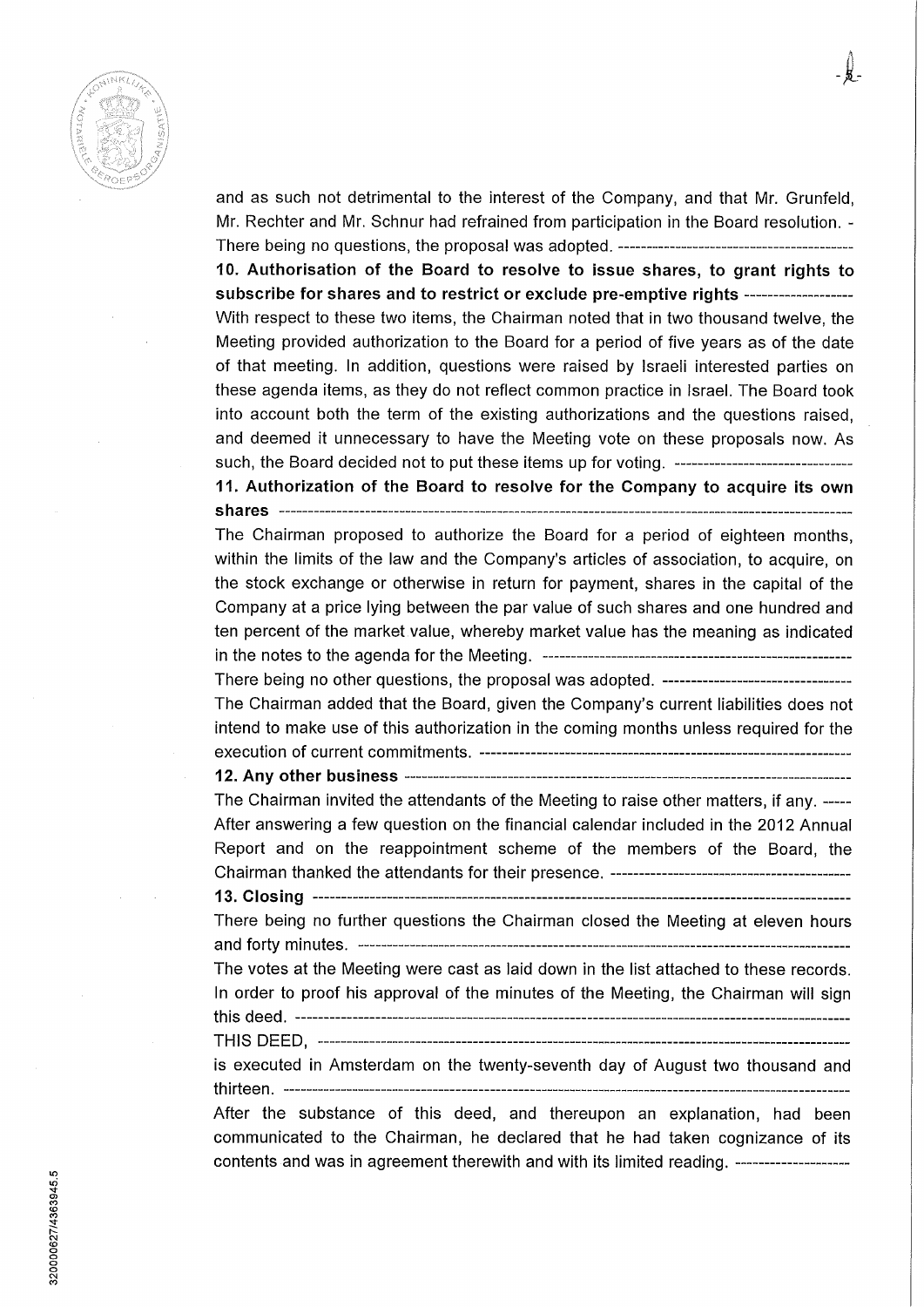and as such not detrimental to the interest of the Company, and that Mr. Grunfeld, Mr. Rechter and Mr. Schnur had refrained from participation in the Board resolution.

There being no questions, the proposal was adopted.

**10. Authorisation of the Board to resolve to issue shares, to grant rights to subscribe for shares and to restrict or exclude pre-emptive rights**

With respect to these two items, the Chairman noted that in two thousand twelve, the Meeting provided authorization to the Board for a period of five years as of the date of that meeting. In addition, questions were raised by Israeli interested parties on these agenda items, as they do not reflect common practice in Israel. The Board took into account both the term of the existing authorizations and the questions raised, and deemed it unnecessary to have the Meeting vote on these proposals now. As such, the Board decided not to put these items up for voting.

**11. Authorization of the Board to resolve for the Company to acquire its own shares**

The Chairman proposed to authorize the Board for a period of eighteen months, within the limits of the law and the Company's articles of association, to acquire, on the stock exchange or otherwise in return for payment, shares in the capital of the Company at a price lying between the par value of such shares and one hundred and ten percent of the market value, whereby market value has the meaning as indicated in the notes to the agenda for the Meeting.

There being no other questions, the proposal was adopted.

The Chairman added that the Board, given the Company's current liabilities does not intend to make use of this authorization in the coming months unless required for the execution of current commitments.

**12. Any other business**

The Chairman invited the attendants of the Meeting to raise other matters, if any.

After answering a few question on the financial calendar included in the 2012 Annual Report and on the reappointment scheme of the members of the Board, the Chairman thanked the attendants for their presence.

**13. Closing**

There being no further questions the Chairman closed the Meeting at eleven hours and forty minutes.

The votes at the Meeting were cast as laid down in the list attached to these records. In order to proof his approval of the minutes of the Meeting, the Chairman will sign this deed.

THIS DEED,

is executed in Amsterdam on the twenty-seventh day of August two thousand and thirteen.

After the substance of this deed, and thereupon an explanation, had been communicated to the Chairman, he declared that he had taken cognizance of its contents and was in agreement therewith and with its limited reading.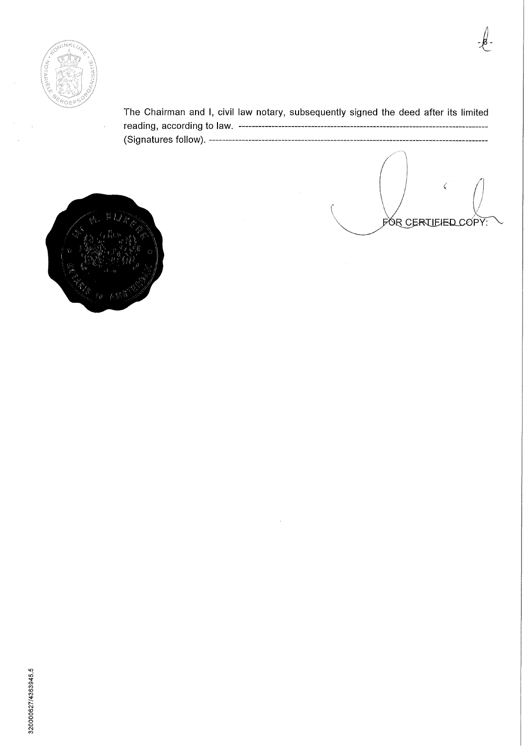The Chairman and I, civil law notary, subsequently signed the deed after its limited reading, according to law. ------------------------------------------------------------------------

(Signatures follow). --------------------------------------------------------------------------------

FOR CERTIFIED COPY:

32000627/4363945.5